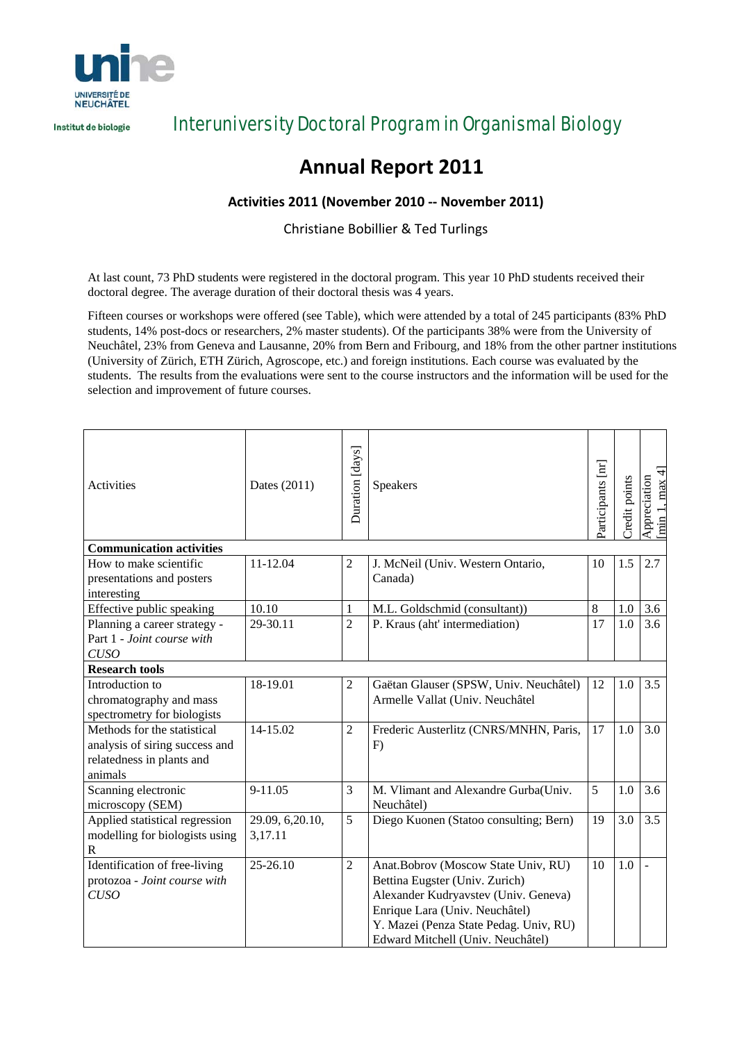Université de Neuchâtel

Institut de biologie

## Interuniversity Doctoral Program in Organismal Biology

# Annual Report 2011

### Activities 2011 (November 2010 -- November 2011)

Christiane Bobillier & Ted Turlings

At last count, 73 PhD students were registered in the doctoral program. This year 10 PhD students received their doctoral degree. The average duration of their doctoral thesis was 4 years.

Fifteen courses or workshops were offered (see Table), which were attended by a total of 245 participants (83% PhD students, 14% post-docs or researchers, 2% master students). Of the participants 38% were from the University of Neuchâtel, 23% from Geneva and Lausanne, 20% from Bern and Fribourg, and 18% from the other partner institutions (University of Zürich, ETH Zürich, Agroscope, etc.) and foreign institutions. Each course was evaluated by the students. The results from the evaluations were sent to the course instructors and the information will be used for the selection and improvement of future courses.

| Activities | Dates (2011) | Duration [days] | Speakers | Participants [nr] | Credit points | Appreciation [min 1, max 4] |
|---|---|---|---|---|---|---|
| **Communication activities** | | | | | | |
| How to make scientific presentations and posters interesting | 11-12.04 | 2 | J. McNeil (Univ. Western Ontario, Canada) | 10 | 1.5 | 2.7 |
| Effective public speaking | 10.10 | 1 | M.L. Goldschmid (consultant)) | 8 | 1.0 | 3.6 |
| Planning a career strategy - Part 1 - *Joint course with CUSO* | 29-30.11 | 2 | P. Kraus (aht' intermediation) | 17 | 1.0 | 3.6 |
| **Research tools** | | | | | | |
| Introduction to chromatography and mass spectrometry for biologists | 18-19.01 | 2 | Gaëtan Glauser (SPSW, Univ. Neuchâtel) Armelle Vallat (Univ. Neuchâtel | 12 | 1.0 | 3.5 |
| Methods for the statistical analysis of siring success and relatedness in plants and animals | 14-15.02 | 2 | Frederic Austerlitz (CNRS/MNHN, Paris, F) | 17 | 1.0 | 3.0 |
| Scanning electronic microscopy (SEM) | 9-11.05 | 3 | M. Vlimant and Alexandre Gurba(Univ. Neuchâtel) | 5 | 1.0 | 3.6 |
| Applied statistical regression modelling for biologists using R | 29.09, 6,20.10, 3,17.11 | 5 | Diego Kuonen (Statoo consulting; Bern) | 19 | 3.0 | 3.5 |
| Identification of free-living protozoa - *Joint course with CUSO* | 25-26.10 | 2 | Anat.Bobrov (Moscow State Univ, RU) Bettina Eugster (Univ. Zurich) Alexander Kudryavstev (Univ. Geneva) Enrique Lara (Univ. Neuchâtel) Y. Mazei (Penza State Pedag. Univ, RU) Edward Mitchell (Univ. Neuchâtel) | 10 | 1.0 | - |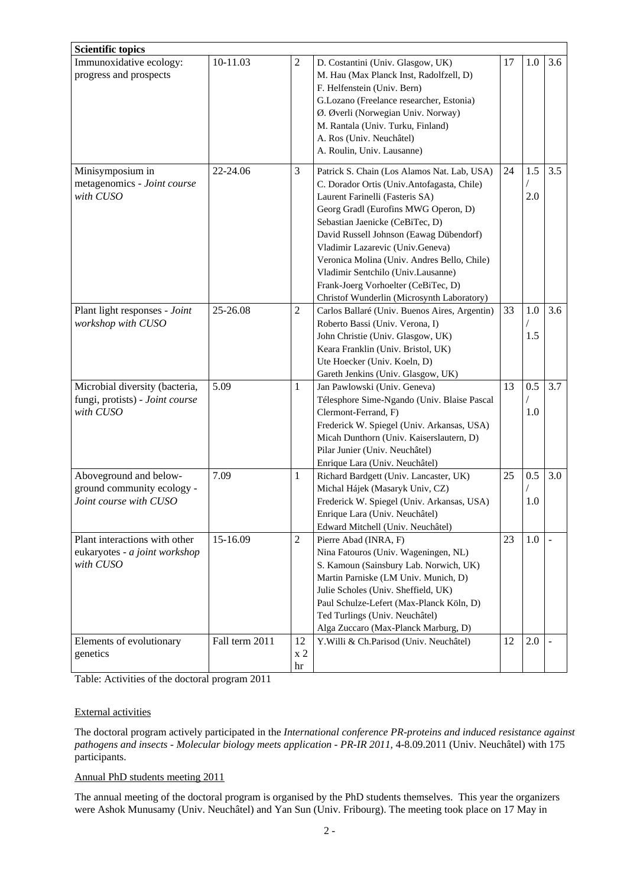| Scientific topics | | | | | | |
|---|---|---|---|---|---|---|
| Immunoxidative ecology: progress and prospects | 10-11.03 | 2 | D. Costantini (Univ. Glasgow, UK)<br>M. Hau (Max Planck Inst, Radolfzell, D)<br>F. Helfenstein (Univ. Bern)<br>G.Lozano (Freelance researcher, Estonia)<br>Ø. Øverli (Norwegian Univ. Norway)<br>M. Rantala (Univ. Turku, Finland)<br>A. Ros (Univ. Neuchâtel)<br>A. Roulin, Univ. Lausanne) | 17 | 1.0 | 3.6 |
| Minisymposium in metagenomics - *Joint course with CUSO* | 22-24.06 | 3 | Patrick S. Chain (Los Alamos Nat. Lab, USA)<br>C. Dorador Ortis (Univ.Antofagasta, Chile)<br>Laurent Farinelli (Fasteris SA)<br>Georg Gradl (Eurofins MWG Operon, D)<br>Sebastian Jaenicke (CeBiTec, D)<br>David Russell Johnson (Eawag Dübendorf)<br>Vladimir Lazarevic (Univ.Geneva)<br>Veronica Molina (Univ. Andres Bello, Chile)<br>Vladimir Sentchilo (Univ.Lausanne)<br>Frank-Joerg Vorhoelter (CeBiTec, D)<br>Christof Wunderlin (Microsynth Laboratory) | 24 | 1.5 / 2.0 | 3.5 |
| Plant light responses - *Joint workshop with CUSO* | 25-26.08 | 2 | Carlos Ballaré (Univ. Buenos Aires, Argentin)<br>Roberto Bassi (Univ. Verona, I)<br>John Christie (Univ. Glasgow, UK)<br>Keara Franklin (Univ. Bristol, UK)<br>Ute Hoecker (Univ. Koeln, D)<br>Gareth Jenkins (Univ. Glasgow, UK) | 33 | 1.0 / 1.5 | 3.6 |
| Microbial diversity (bacteria, fungi, protists) - *Joint course with CUSO* | 5.09 | 1 | Jan Pawlowski (Univ. Geneva)<br>Télesphore Sime-Ngando (Univ. Blaise Pascal Clermont-Ferrand, F)<br>Frederick W. Spiegel (Univ. Arkansas, USA)<br>Micah Dunthorn (Univ. Kaiserslautern, D)<br>Pilar Junier (Univ. Neuchâtel)<br>Enrique Lara (Univ. Neuchâtel) | 13 | 0.5 / 1.0 | 3.7 |
| Aboveground and below-ground community ecology - *Joint course with CUSO* | 7.09 | 1 | Richard Bardgett (Univ. Lancaster, UK)<br>Michal Hájek (Masaryk Univ, CZ)<br>Frederick W. Spiegel (Univ. Arkansas, USA)<br>Enrique Lara (Univ. Neuchâtel)<br>Edward Mitchell (Univ. Neuchâtel) | 25 | 0.5 / 1.0 | 3.0 |
| Plant interactions with other eukaryotes - *a joint workshop with CUSO* | 15-16.09 | 2 | Pierre Abad (INRA, F)<br>Nina Fatouros (Univ. Wageningen, NL)<br>S. Kamoun (Sainsbury Lab. Norwich, UK)<br>Martin Parniske (LM Univ. Munich, D)<br>Julie Scholes (Univ. Sheffield, UK)<br>Paul Schulze-Lefert (Max-Planck Köln, D)<br>Ted Turlings (Univ. Neuchâtel)<br>Alga Zuccaro (Max-Planck Marburg, D) | 23 | 1.0 | - |
| Elements of evolutionary genetics | Fall term 2011 | 12 x 2 hr | Y.Willi & Ch.Parisod (Univ. Neuchâtel) | 12 | 2.0 | - |

Table: Activities of the doctoral program 2011

## External activities

The doctoral program actively participated in the *International conference PR-proteins and induced resistance against pathogens and insects - Molecular biology meets application - PR-IR 2011*, 4-8.09.2011 (Univ. Neuchâtel) with 175 participants.

## Annual PhD students meeting 2011

The annual meeting of the doctoral program is organised by the PhD students themselves. This year the organizers were Ashok Munusamy (Univ. Neuchâtel) and Yan Sun (Univ. Fribourg). The meeting took place on 17 May in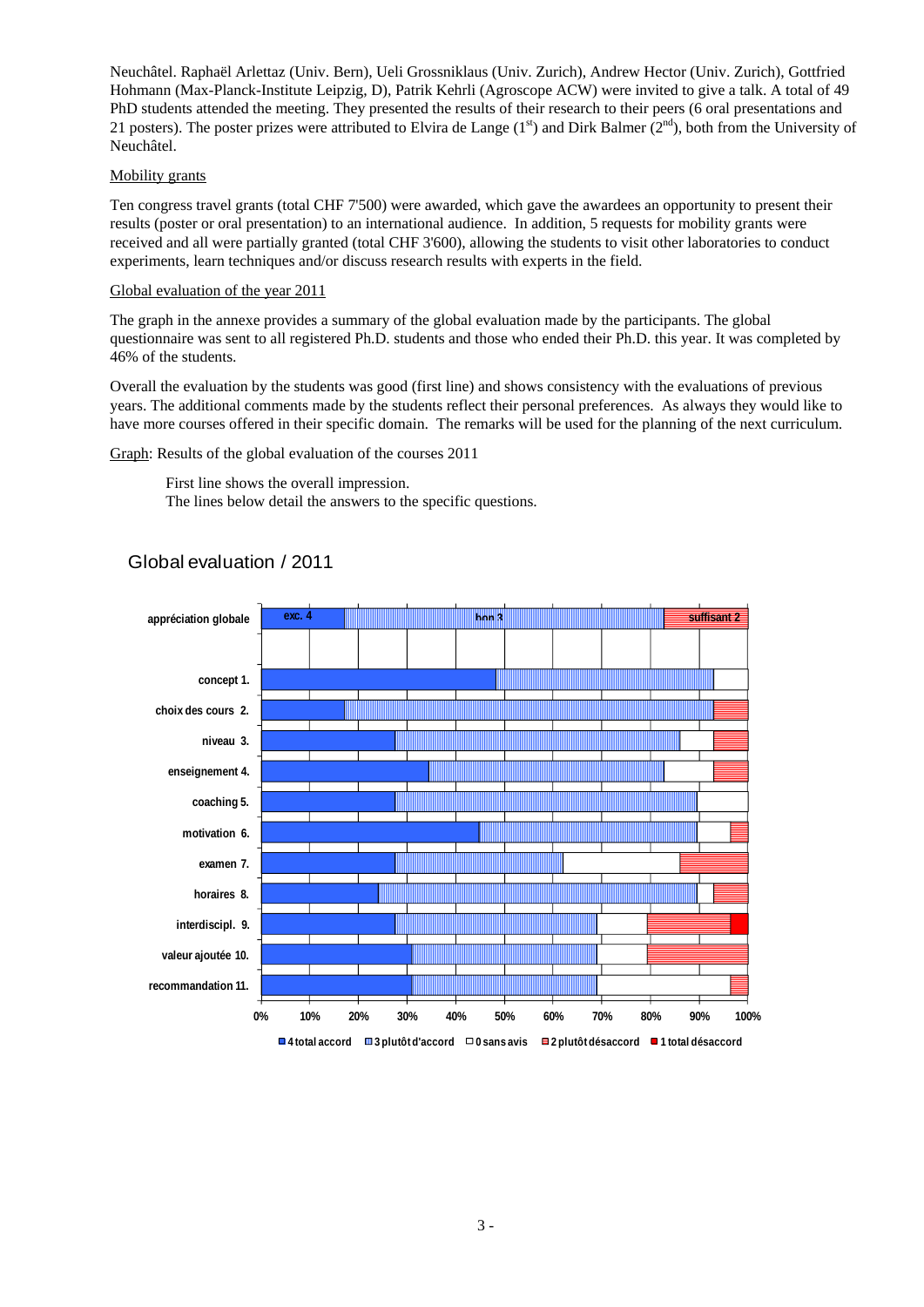Neuchâtel. Raphaël Arlettaz (Univ. Bern), Ueli Grossniklaus (Univ. Zurich), Andrew Hector (Univ. Zurich), Gottfried Hohmann (Max-Planck-Institute Leipzig, D), Patrik Kehrli (Agroscope ACW) were invited to give a talk. A total of 49 PhD students attended the meeting. They presented the results of their research to their peers (6 oral presentations and 21 posters). The poster prizes were attributed to Elvira de Lange (1[st]) and Dirk Balmer (2[nd]), both from the University of Neuchâtel.

<u>Mobility grants</u>

Ten congress travel grants (total CHF 7'500) were awarded, which gave the awardees an opportunity to present their results (poster or oral presentation) to an international audience. In addition, 5 requests for mobility grants were received and all were partially granted (total CHF 3'600), allowing the students to visit other laboratories to conduct experiments, learn techniques and/or discuss research results with experts in the field.

<u>Global evaluation of the year 2011</u>

The graph in the annexe provides a summary of the global evaluation made by the participants. The global questionnaire was sent to all registered Ph.D. students and those who ended their Ph.D. this year. It was completed by 46% of the students.

Overall the evaluation by the students was good (first line) and shows consistency with the evaluations of previous years. The additional comments made by the students reflect their personal preferences. As always they would like to have more courses offered in their specific domain. The remarks will be used for the planning of the next curriculum.

<u>Graph</u>: Results of the global evaluation of the courses 2011

First line shows the overall impression.
The lines below detail the answers to the specific questions.

Global evaluation / 2011

appréciation globale
exc. 4
bon 3
suffisant 2

concept 1.
choix des cours 2.
niveau 3.
enseignement 4.
coaching 5.
motivation 6.
examen 7.
horaires 8.
interdiscipl. 9.
valeur ajoutée 10.
recommandation 11.

0% 10% 20% 30% 40% 50% 60% 70% 80% 90% 100%

4 total accord
3 plutôt d'accord
0 sans avis
2 plutôt désaccord
1 total désaccord